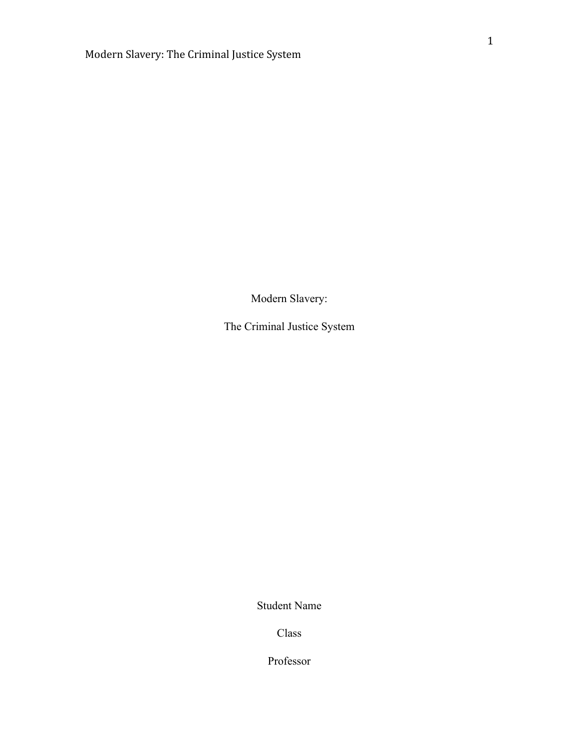Modern Slavery:

The Criminal Justice System

Student Name

Class

Professor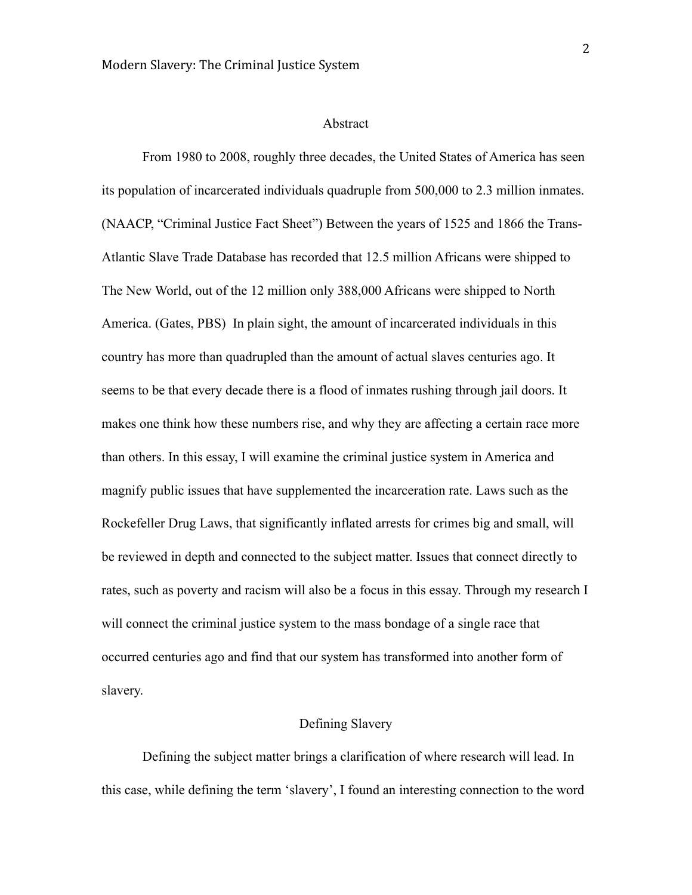## Abstract

From 1980 to 2008, roughly three decades, the United States of America has seen its population of incarcerated individuals quadruple from 500,000 to 2.3 million inmates. (NAACP, "Criminal Justice Fact Sheet") Between the years of 1525 and 1866 the Trans-Atlantic Slave Trade Database has recorded that 12.5 million Africans were shipped to The New World, out of the 12 million only 388,000 Africans were shipped to North America. (Gates, PBS) In plain sight, the amount of incarcerated individuals in this country has more than quadrupled than the amount of actual slaves centuries ago. It seems to be that every decade there is a flood of inmates rushing through jail doors. It makes one think how these numbers rise, and why they are affecting a certain race more than others. In this essay, I will examine the criminal justice system in America and magnify public issues that have supplemented the incarceration rate. Laws such as the Rockefeller Drug Laws, that significantly inflated arrests for crimes big and small, will be reviewed in depth and connected to the subject matter. Issues that connect directly to rates, such as poverty and racism will also be a focus in this essay. Through my research I will connect the criminal justice system to the mass bondage of a single race that occurred centuries ago and find that our system has transformed into another form of slavery.

## Defining Slavery

Defining the subject matter brings a clarification of where research will lead. In this case, while defining the term 'slavery', I found an interesting connection to the word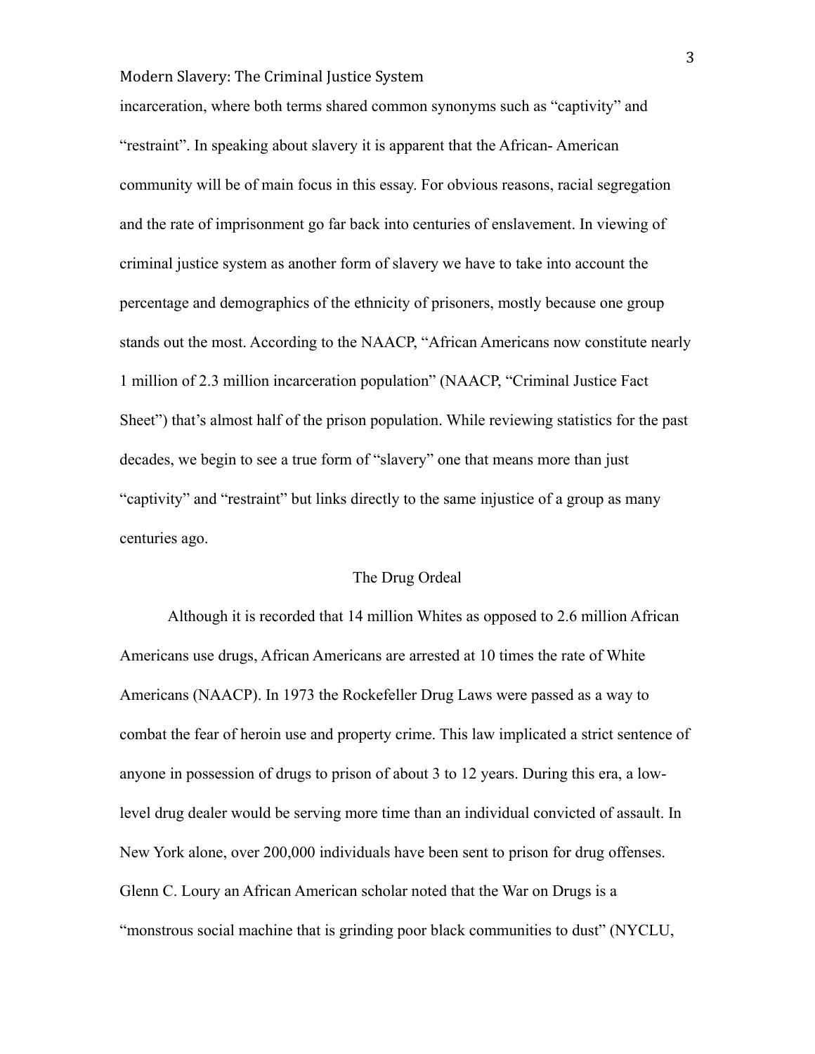incarceration, where both terms shared common synonyms such as "captivity" and "restraint". In speaking about slavery it is apparent that the African- American community will be of main focus in this essay. For obvious reasons, racial segregation and the rate of imprisonment go far back into centuries of enslavement. In viewing of criminal justice system as another form of slavery we have to take into account the percentage and demographics of the ethnicity of prisoners, mostly because one group stands out the most. According to the NAACP, "African Americans now constitute nearly 1 million of 2.3 million incarceration population" (NAACP, "Criminal Justice Fact Sheet") that's almost half of the prison population. While reviewing statistics for the past decades, we begin to see a true form of "slavery" one that means more than just "captivity" and "restraint" but links directly to the same injustice of a group as many centuries ago.

## The Drug Ordeal

Although it is recorded that 14 million Whites as opposed to 2.6 million African Americans use drugs, African Americans are arrested at 10 times the rate of White Americans (NAACP). In 1973 the Rockefeller Drug Laws were passed as a way to combat the fear of heroin use and property crime. This law implicated a strict sentence of anyone in possession of drugs to prison of about 3 to 12 years. During this era, a low-level drug dealer would be serving more time than an individual convicted of assault. In New York alone, over 200,000 individuals have been sent to prison for drug offenses. Glenn C. Loury an African American scholar noted that the War on Drugs is a "monstrous social machine that is grinding poor black communities to dust" (NYCLU,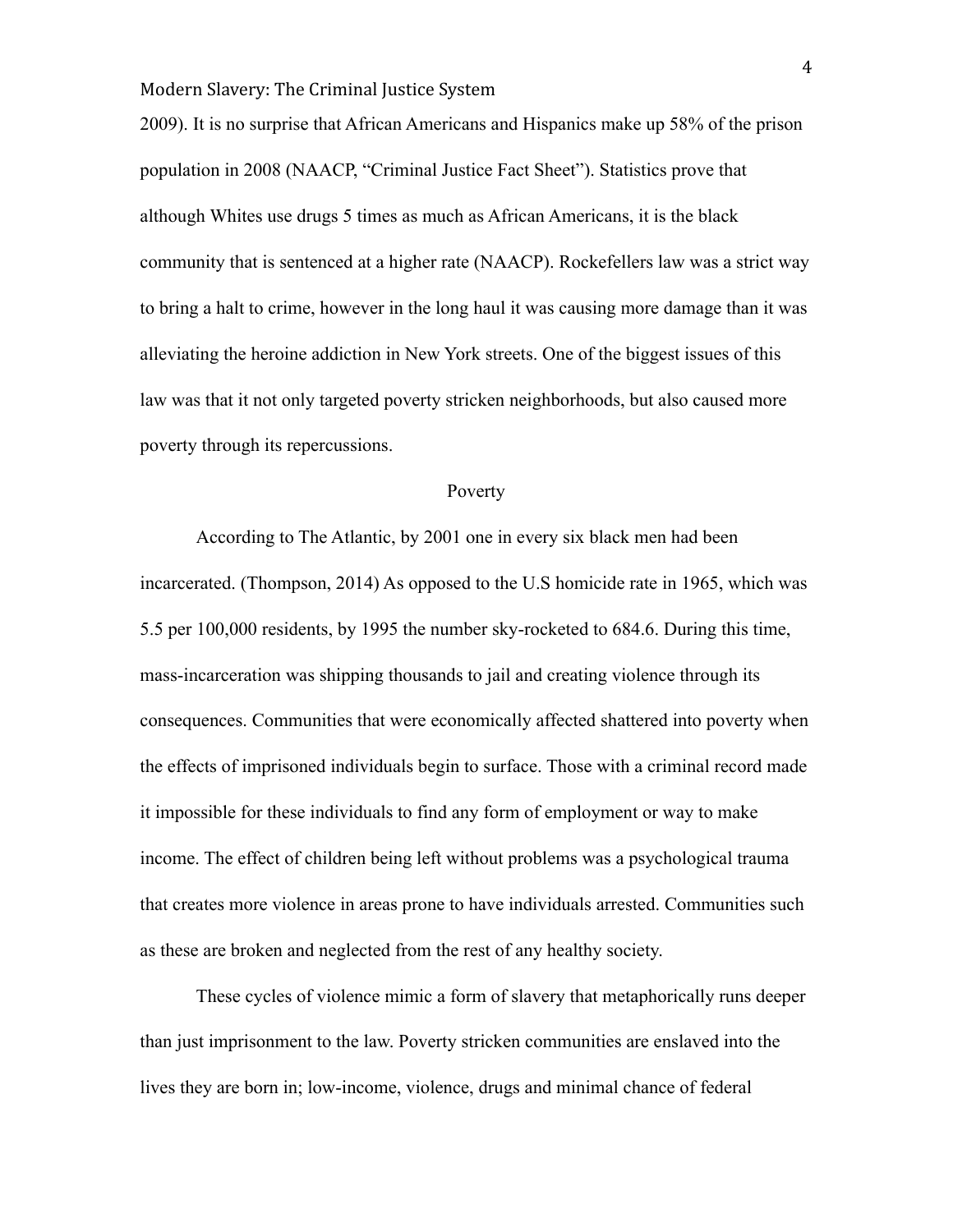2009). It is no surprise that African Americans and Hispanics make up 58% of the prison population in 2008 (NAACP, "Criminal Justice Fact Sheet"). Statistics prove that although Whites use drugs 5 times as much as African Americans, it is the black community that is sentenced at a higher rate (NAACP). Rockefellers law was a strict way to bring a halt to crime, however in the long haul it was causing more damage than it was alleviating the heroine addiction in New York streets. One of the biggest issues of this law was that it not only targeted poverty stricken neighborhoods, but also caused more poverty through its repercussions.

## Poverty

According to The Atlantic, by 2001 one in every six black men had been incarcerated. (Thompson, 2014) As opposed to the U.S homicide rate in 1965, which was 5.5 per 100,000 residents, by 1995 the number sky-rocketed to 684.6. During this time, mass-incarceration was shipping thousands to jail and creating violence through its consequences. Communities that were economically affected shattered into poverty when the effects of imprisoned individuals begin to surface. Those with a criminal record made it impossible for these individuals to find any form of employment or way to make income. The effect of children being left without problems was a psychological trauma that creates more violence in areas prone to have individuals arrested. Communities such as these are broken and neglected from the rest of any healthy society.

These cycles of violence mimic a form of slavery that metaphorically runs deeper than just imprisonment to the law. Poverty stricken communities are enslaved into the lives they are born in; low-income, violence, drugs and minimal chance of federal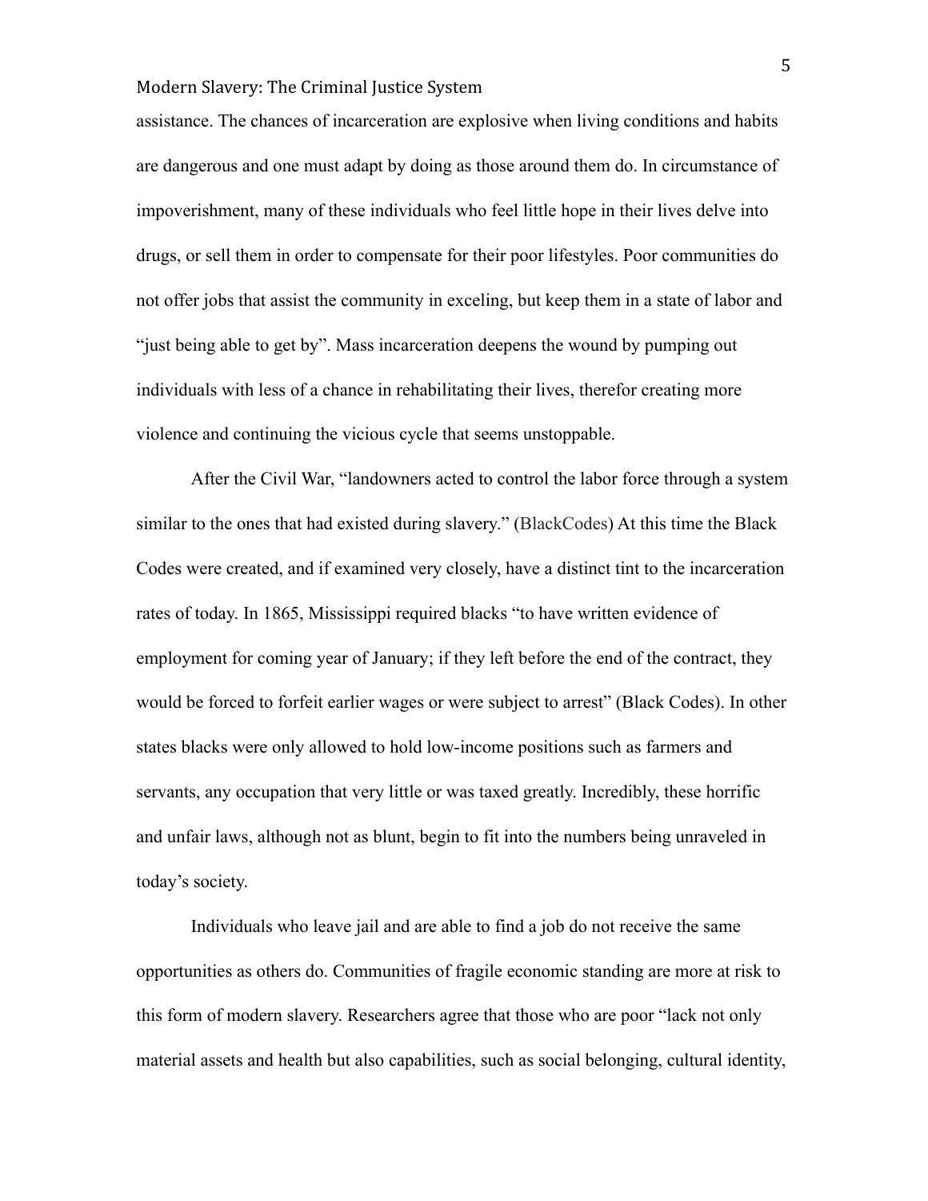assistance. The chances of incarceration are explosive when living conditions and habits are dangerous and one must adapt by doing as those around them do. In circumstance of impoverishment, many of these individuals who feel little hope in their lives delve into drugs, or sell them in order to compensate for their poor lifestyles. Poor communities do not offer jobs that assist the community in exceling, but keep them in a state of labor and "just being able to get by". Mass incarceration deepens the wound by pumping out individuals with less of a chance in rehabilitating their lives, therefor creating more violence and continuing the vicious cycle that seems unstoppable.

After the Civil War, "landowners acted to control the labor force through a system similar to the ones that had existed during slavery." (BlackCodes) At this time the Black Codes were created, and if examined very closely, have a distinct tint to the incarceration rates of today. In 1865, Mississippi required blacks "to have written evidence of employment for coming year of January; if they left before the end of the contract, they would be forced to forfeit earlier wages or were subject to arrest" (Black Codes). In other states blacks were only allowed to hold low-income positions such as farmers and servants, any occupation that very little or was taxed greatly. Incredibly, these horrific and unfair laws, although not as blunt, begin to fit into the numbers being unraveled in today's society.

Individuals who leave jail and are able to find a job do not receive the same opportunities as others do. Communities of fragile economic standing are more at risk to this form of modern slavery. Researchers agree that those who are poor "lack not only material assets and health but also capabilities, such as social belonging, cultural identity,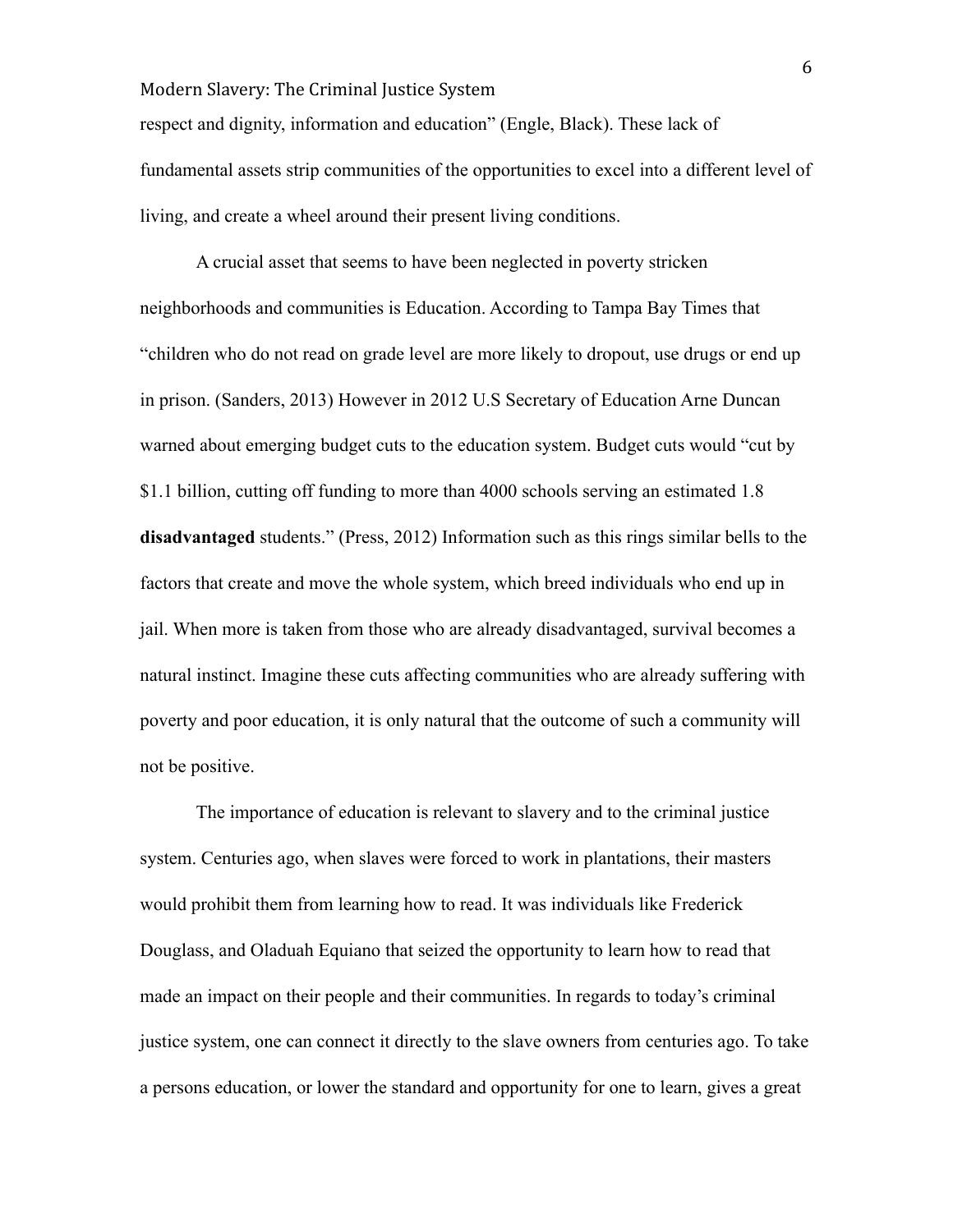respect and dignity, information and education" (Engle, Black). These lack of fundamental assets strip communities of the opportunities to excel into a different level of living, and create a wheel around their present living conditions.

A crucial asset that seems to have been neglected in poverty stricken neighborhoods and communities is Education. According to Tampa Bay Times that "children who do not read on grade level are more likely to dropout, use drugs or end up in prison. (Sanders, 2013) However in 2012 U.S Secretary of Education Arne Duncan warned about emerging budget cuts to the education system. Budget cuts would "cut by $1.1 billion, cutting off funding to more than 4000 schools serving an estimated 1.8 **disadvantaged** students." (Press, 2012) Information such as this rings similar bells to the factors that create and move the whole system, which breed individuals who end up in jail. When more is taken from those who are already disadvantaged, survival becomes a natural instinct. Imagine these cuts affecting communities who are already suffering with poverty and poor education, it is only natural that the outcome of such a community will not be positive.

The importance of education is relevant to slavery and to the criminal justice system. Centuries ago, when slaves were forced to work in plantations, their masters would prohibit them from learning how to read. It was individuals like Frederick Douglass, and Oladuah Equiano that seized the opportunity to learn how to read that made an impact on their people and their communities. In regards to today's criminal justice system, one can connect it directly to the slave owners from centuries ago. To take a persons education, or lower the standard and opportunity for one to learn, gives a great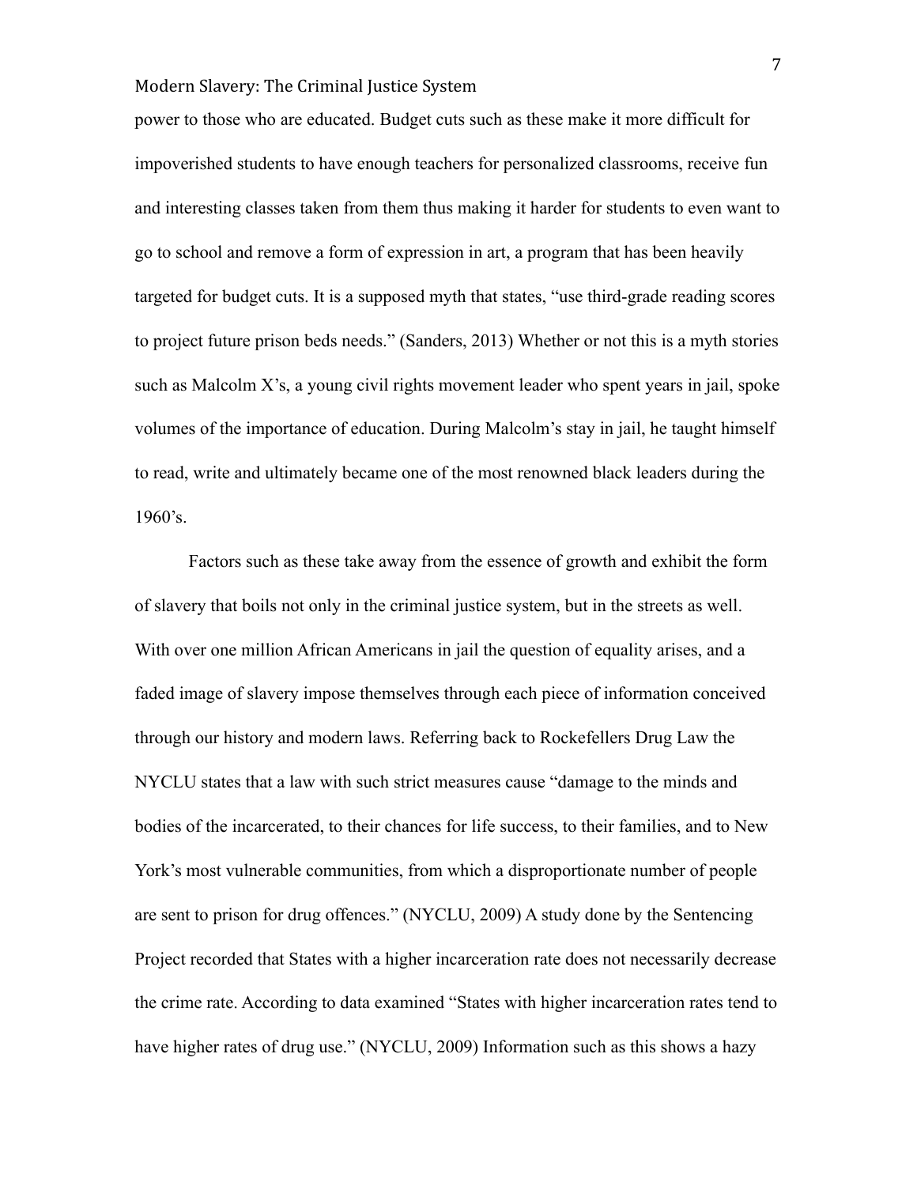power to those who are educated. Budget cuts such as these make it more difficult for impoverished students to have enough teachers for personalized classrooms, receive fun and interesting classes taken from them thus making it harder for students to even want to go to school and remove a form of expression in art, a program that has been heavily targeted for budget cuts. It is a supposed myth that states, "use third-grade reading scores to project future prison beds needs." (Sanders, 2013) Whether or not this is a myth stories such as Malcolm X's, a young civil rights movement leader who spent years in jail, spoke volumes of the importance of education. During Malcolm's stay in jail, he taught himself to read, write and ultimately became one of the most renowned black leaders during the 1960's.

Factors such as these take away from the essence of growth and exhibit the form of slavery that boils not only in the criminal justice system, but in the streets as well. With over one million African Americans in jail the question of equality arises, and a faded image of slavery impose themselves through each piece of information conceived through our history and modern laws. Referring back to Rockefellers Drug Law the NYCLU states that a law with such strict measures cause "damage to the minds and bodies of the incarcerated, to their chances for life success, to their families, and to New York's most vulnerable communities, from which a disproportionate number of people are sent to prison for drug offences." (NYCLU, 2009) A study done by the Sentencing Project recorded that States with a higher incarceration rate does not necessarily decrease the crime rate. According to data examined "States with higher incarceration rates tend to have higher rates of drug use." (NYCLU, 2009) Information such as this shows a hazy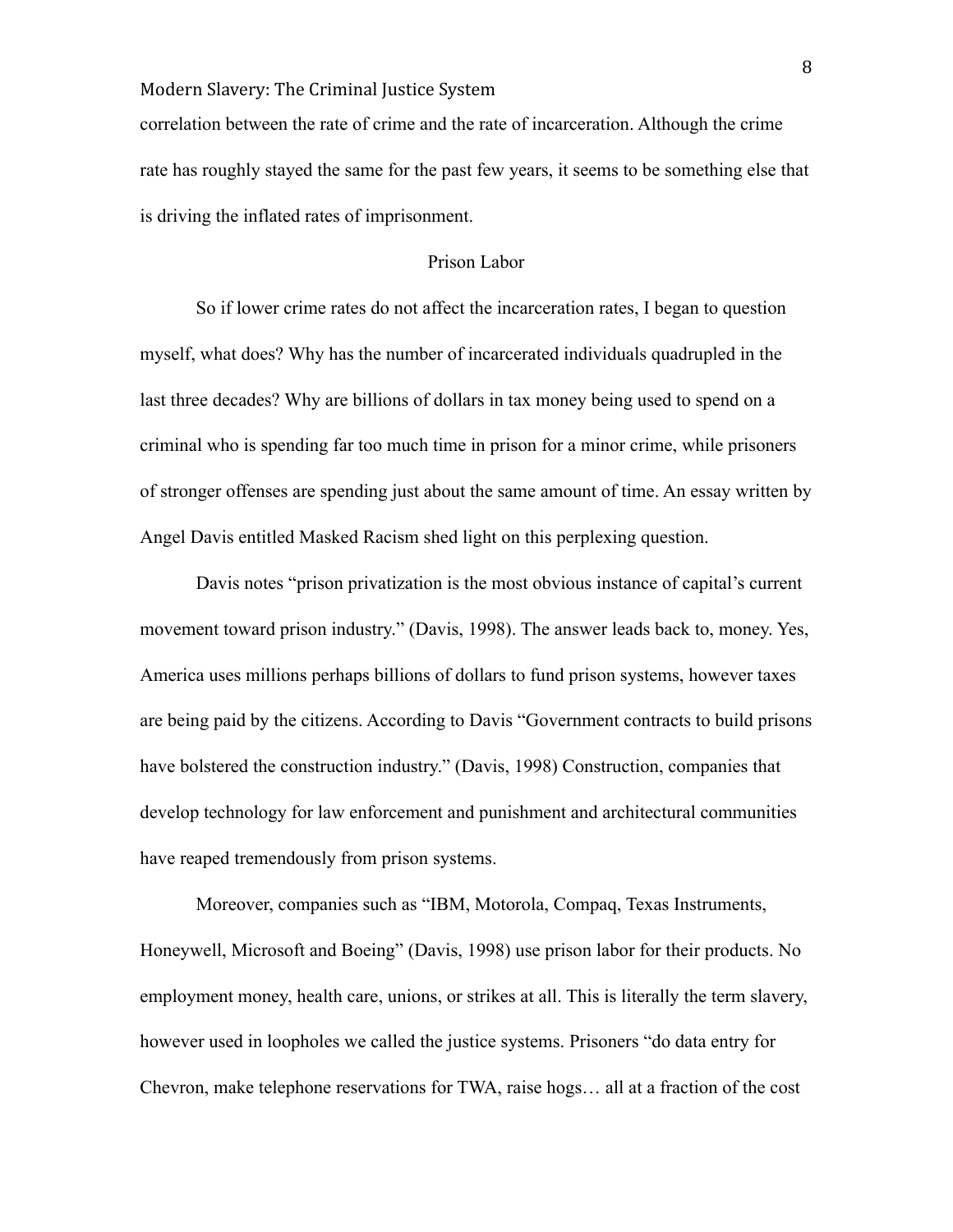correlation between the rate of crime and the rate of incarceration. Although the crime rate has roughly stayed the same for the past few years, it seems to be something else that is driving the inflated rates of imprisonment.

## Prison Labor

So if lower crime rates do not affect the incarceration rates, I began to question myself, what does? Why has the number of incarcerated individuals quadrupled in the last three decades? Why are billions of dollars in tax money being used to spend on a criminal who is spending far too much time in prison for a minor crime, while prisoners of stronger offenses are spending just about the same amount of time. An essay written by Angel Davis entitled Masked Racism shed light on this perplexing question.

Davis notes "prison privatization is the most obvious instance of capital's current movement toward prison industry." (Davis, 1998). The answer leads back to, money. Yes, America uses millions perhaps billions of dollars to fund prison systems, however taxes are being paid by the citizens. According to Davis "Government contracts to build prisons have bolstered the construction industry." (Davis, 1998) Construction, companies that develop technology for law enforcement and punishment and architectural communities have reaped tremendously from prison systems.

Moreover, companies such as "IBM, Motorola, Compaq, Texas Instruments, Honeywell, Microsoft and Boeing" (Davis, 1998) use prison labor for their products. No employment money, health care, unions, or strikes at all. This is literally the term slavery, however used in loopholes we called the justice systems. Prisoners "do data entry for Chevron, make telephone reservations for TWA, raise hogs… all at a fraction of the cost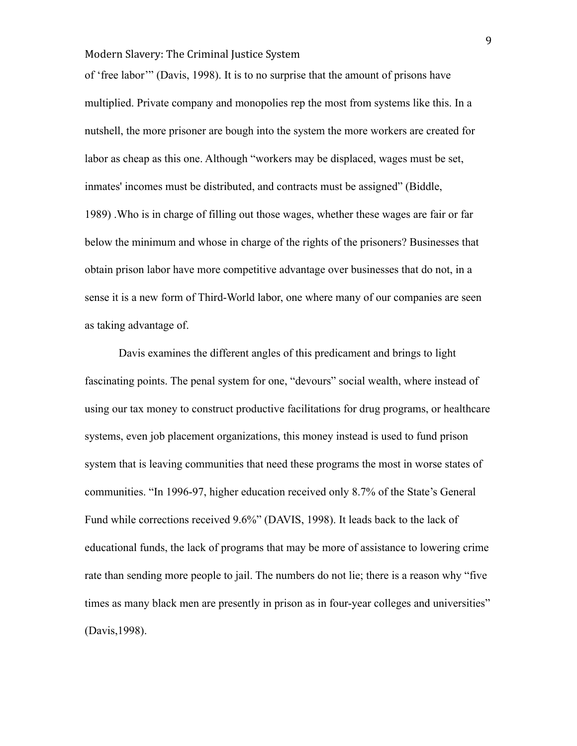of ‘free labor’” (Davis, 1998). It is to no surprise that the amount of prisons have multiplied. Private company and monopolies rep the most from systems like this. In a nutshell, the more prisoner are bough into the system the more workers are created for labor as cheap as this one. Although “workers may be displaced, wages must be set, inmates' incomes must be distributed, and contracts must be assigned” (Biddle, 1989) .Who is in charge of filling out those wages, whether these wages are fair or far below the minimum and whose in charge of the rights of the prisoners? Businesses that obtain prison labor have more competitive advantage over businesses that do not, in a sense it is a new form of Third-World labor, one where many of our companies are seen as taking advantage of.

Davis examines the different angles of this predicament and brings to light fascinating points. The penal system for one, “devours” social wealth, where instead of using our tax money to construct productive facilitations for drug programs, or healthcare systems, even job placement organizations, this money instead is used to fund prison system that is leaving communities that need these programs the most in worse states of communities. “In 1996-97, higher education received only 8.7% of the State’s General Fund while corrections received 9.6%” (DAVIS, 1998). It leads back to the lack of educational funds, the lack of programs that may be more of assistance to lowering crime rate than sending more people to jail. The numbers do not lie; there is a reason why “five times as many black men are presently in prison as in four-year colleges and universities” (Davis,1998).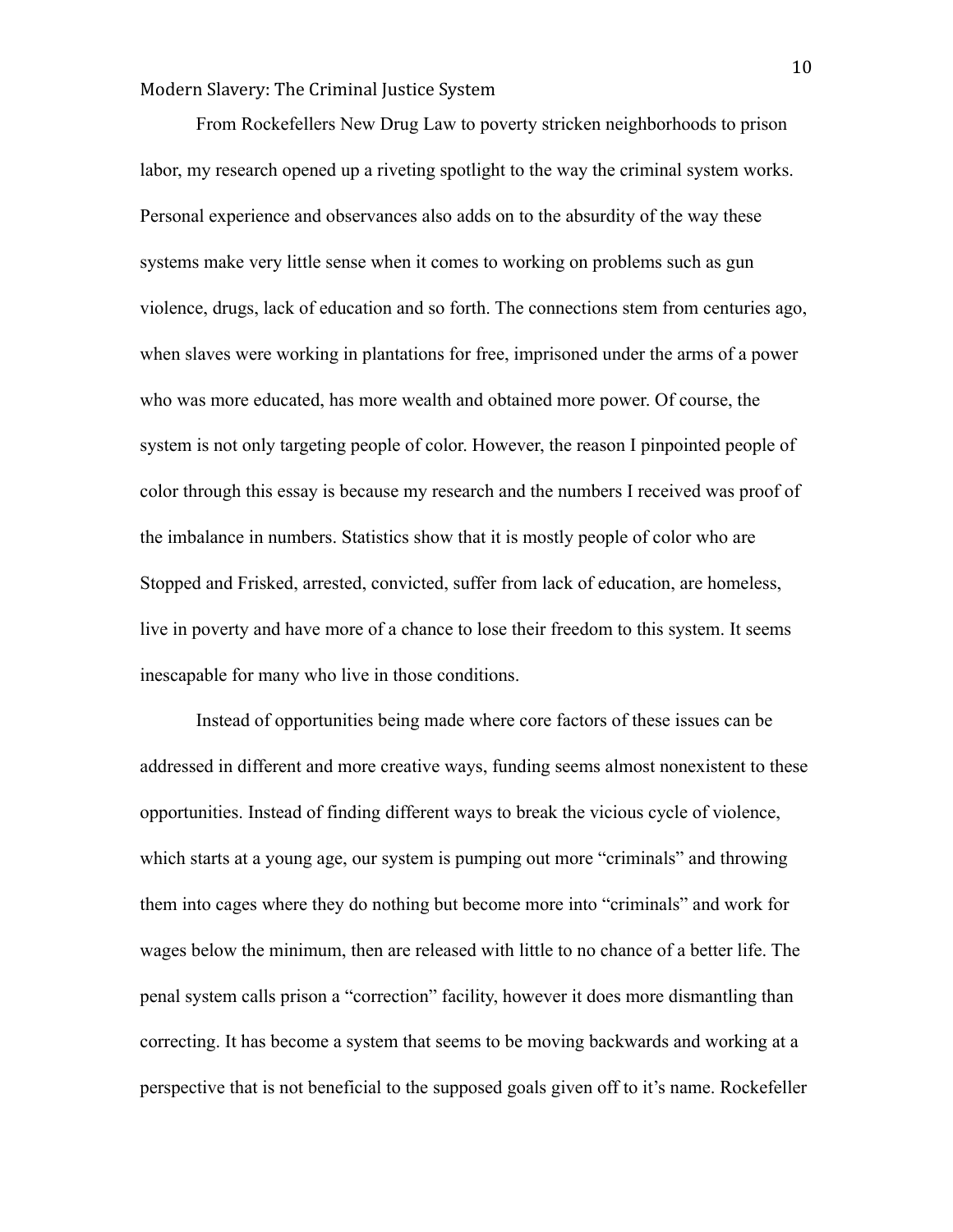From Rockefellers New Drug Law to poverty stricken neighborhoods to prison labor, my research opened up a riveting spotlight to the way the criminal system works. Personal experience and observances also adds on to the absurdity of the way these systems make very little sense when it comes to working on problems such as gun violence, drugs, lack of education and so forth. The connections stem from centuries ago, when slaves were working in plantations for free, imprisoned under the arms of a power who was more educated, has more wealth and obtained more power. Of course, the system is not only targeting people of color. However, the reason I pinpointed people of color through this essay is because my research and the numbers I received was proof of the imbalance in numbers. Statistics show that it is mostly people of color who are Stopped and Frisked, arrested, convicted, suffer from lack of education, are homeless, live in poverty and have more of a chance to lose their freedom to this system. It seems inescapable for many who live in those conditions.

Instead of opportunities being made where core factors of these issues can be addressed in different and more creative ways, funding seems almost nonexistent to these opportunities. Instead of finding different ways to break the vicious cycle of violence, which starts at a young age, our system is pumping out more "criminals" and throwing them into cages where they do nothing but become more into "criminals" and work for wages below the minimum, then are released with little to no chance of a better life. The penal system calls prison a "correction" facility, however it does more dismantling than correcting. It has become a system that seems to be moving backwards and working at a perspective that is not beneficial to the supposed goals given off to it's name. Rockefeller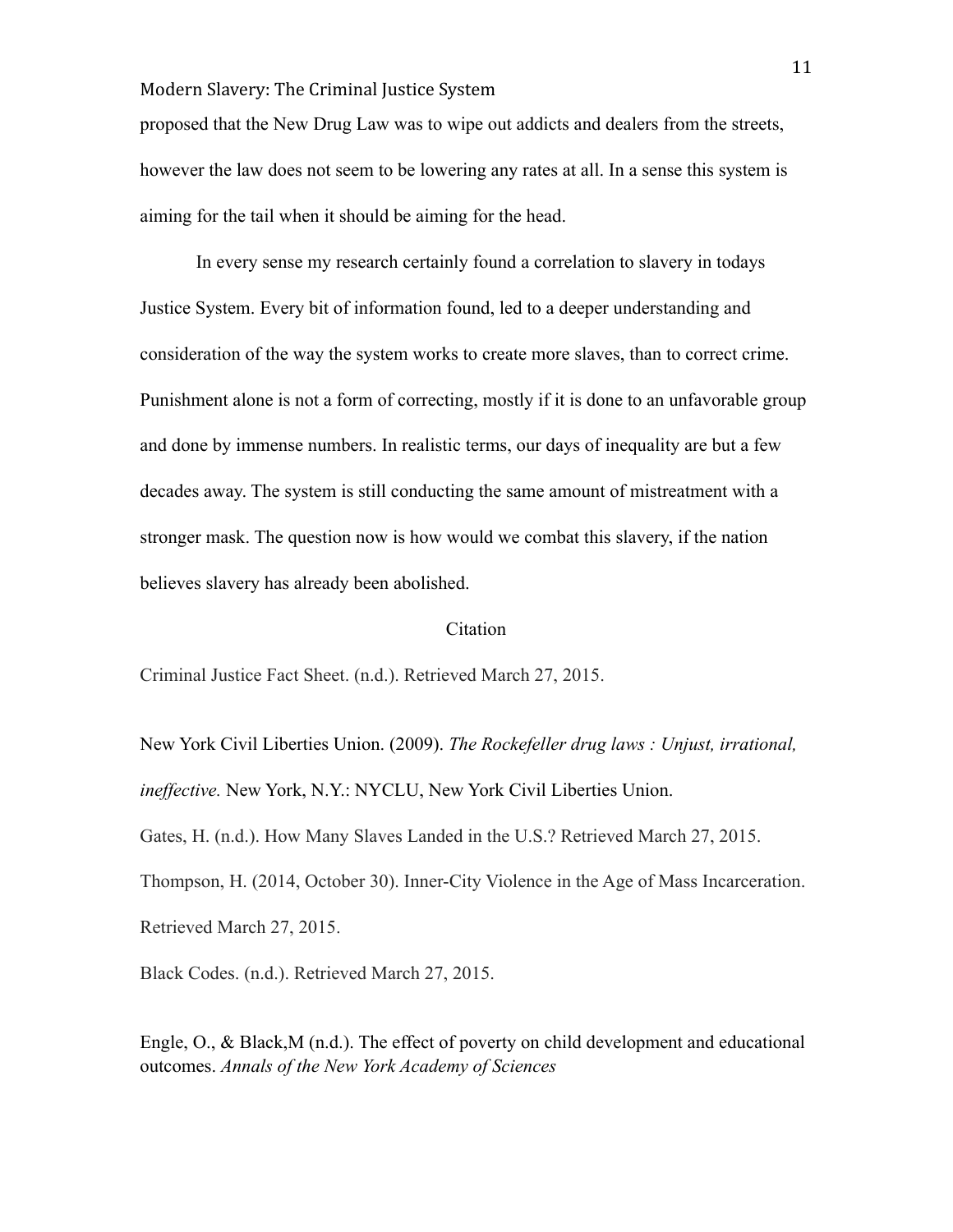proposed that the New Drug Law was to wipe out addicts and dealers from the streets, however the law does not seem to be lowering any rates at all. In a sense this system is aiming for the tail when it should be aiming for the head.

In every sense my research certainly found a correlation to slavery in todays Justice System. Every bit of information found, led to a deeper understanding and consideration of the way the system works to create more slaves, than to correct crime. Punishment alone is not a form of correcting, mostly if it is done to an unfavorable group and done by immense numbers. In realistic terms, our days of inequality are but a few decades away. The system is still conducting the same amount of mistreatment with a stronger mask. The question now is how would we combat this slavery, if the nation believes slavery has already been abolished.

## Citation

Criminal Justice Fact Sheet. (n.d.). Retrieved March 27, 2015.

New York Civil Liberties Union. (2009). *The Rockefeller drug laws : Unjust, irrational, ineffective.* New York, N.Y.: NYCLU, New York Civil Liberties Union.

Gates, H. (n.d.). How Many Slaves Landed in the U.S.? Retrieved March 27, 2015.

Thompson, H. (2014, October 30). Inner-City Violence in the Age of Mass Incarceration. Retrieved March 27, 2015.

Black Codes. (n.d.). Retrieved March 27, 2015.

Engle, O., & Black,M (n.d.). The effect of poverty on child development and educational outcomes. *Annals of the New York Academy of Sciences*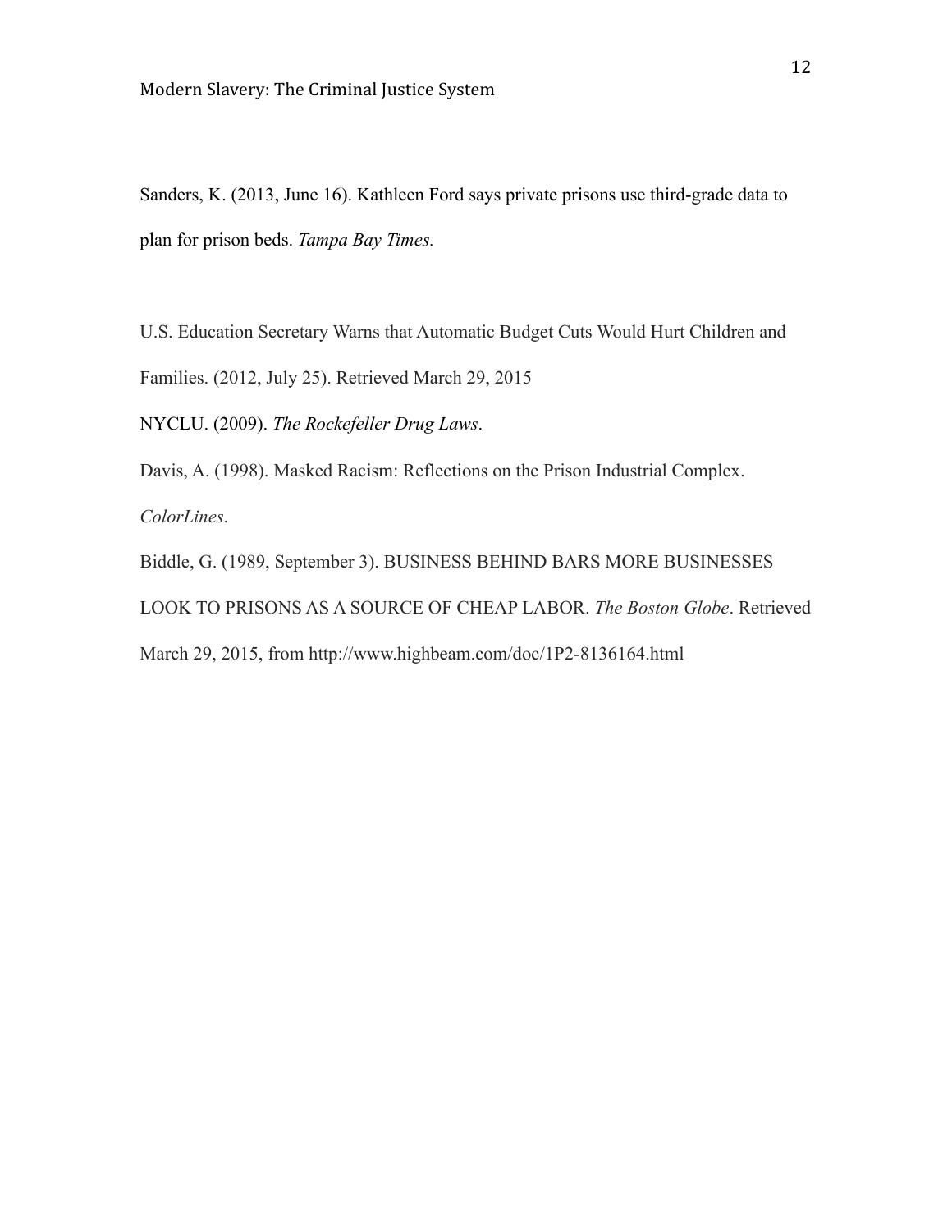Sanders, K. (2013, June 16). Kathleen Ford says private prisons use third-grade data to plan for prison beds. *Tampa Bay Times.*

U.S. Education Secretary Warns that Automatic Budget Cuts Would Hurt Children and Families. (2012, July 25). Retrieved March 29, 2015

NYCLU. (2009). *The Rockefeller Drug Laws*.

Davis, A. (1998). Masked Racism: Reflections on the Prison Industrial Complex. *ColorLines*.

Biddle, G. (1989, September 3). BUSINESS BEHIND BARS MORE BUSINESSES LOOK TO PRISONS AS A SOURCE OF CHEAP LABOR. *The Boston Globe*. Retrieved March 29, 2015, from http://www.highbeam.com/doc/1P2-8136164.html